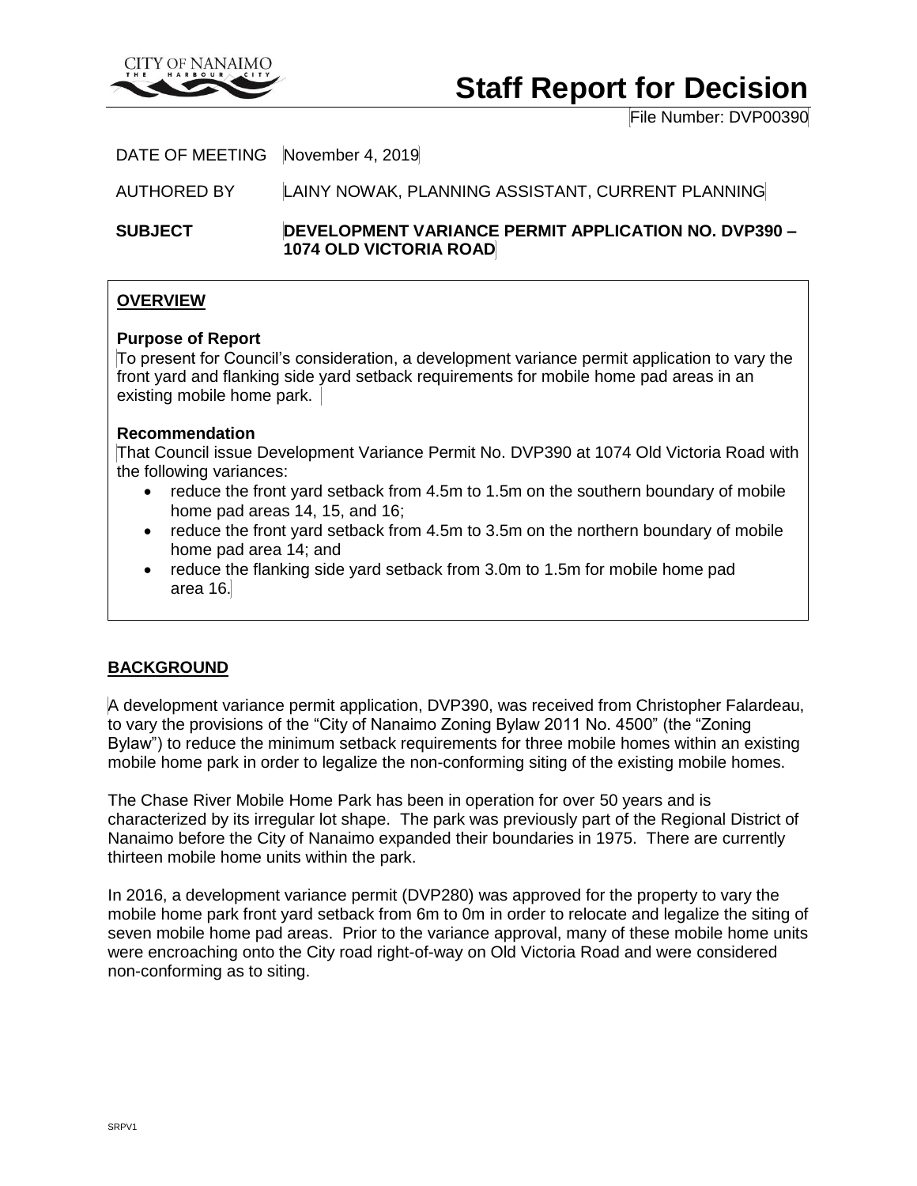CITY OF NANAIMO
THE HARBOUR CITY

# Staff Report for Decision

File Number: DVP00390

DATE OF MEETING November 4, 2019

AUTHORED BY LAINY NOWAK, PLANNING ASSISTANT, CURRENT PLANNING

**SUBJECT** **DEVELOPMENT VARIANCE PERMIT APPLICATION NO. DVP390 – 1074 OLD VICTORIA ROAD**

## OVERVIEW

**Purpose of Report**

To present for Council's consideration, a development variance permit application to vary the front yard and flanking side yard setback requirements for mobile home pad areas in an existing mobile home park.

**Recommendation**

That Council issue Development Variance Permit No. DVP390 at 1074 Old Victoria Road with the following variances:

- reduce the front yard setback from 4.5m to 1.5m on the southern boundary of mobile home pad areas 14, 15, and 16;
- reduce the front yard setback from 4.5m to 3.5m on the northern boundary of mobile home pad area 14; and
- reduce the flanking side yard setback from 3.0m to 1.5m for mobile home pad area 16.

## BACKGROUND

A development variance permit application, DVP390, was received from Christopher Falardeau, to vary the provisions of the "City of Nanaimo Zoning Bylaw 2011 No. 4500" (the "Zoning Bylaw") to reduce the minimum setback requirements for three mobile homes within an existing mobile home park in order to legalize the non-conforming siting of the existing mobile homes.

The Chase River Mobile Home Park has been in operation for over 50 years and is characterized by its irregular lot shape. The park was previously part of the Regional District of Nanaimo before the City of Nanaimo expanded their boundaries in 1975. There are currently thirteen mobile home units within the park.

In 2016, a development variance permit (DVP280) was approved for the property to vary the mobile home park front yard setback from 6m to 0m in order to relocate and legalize the siting of seven mobile home pad areas. Prior to the variance approval, many of these mobile home units were encroaching onto the City road right-of-way on Old Victoria Road and were considered non-conforming as to siting.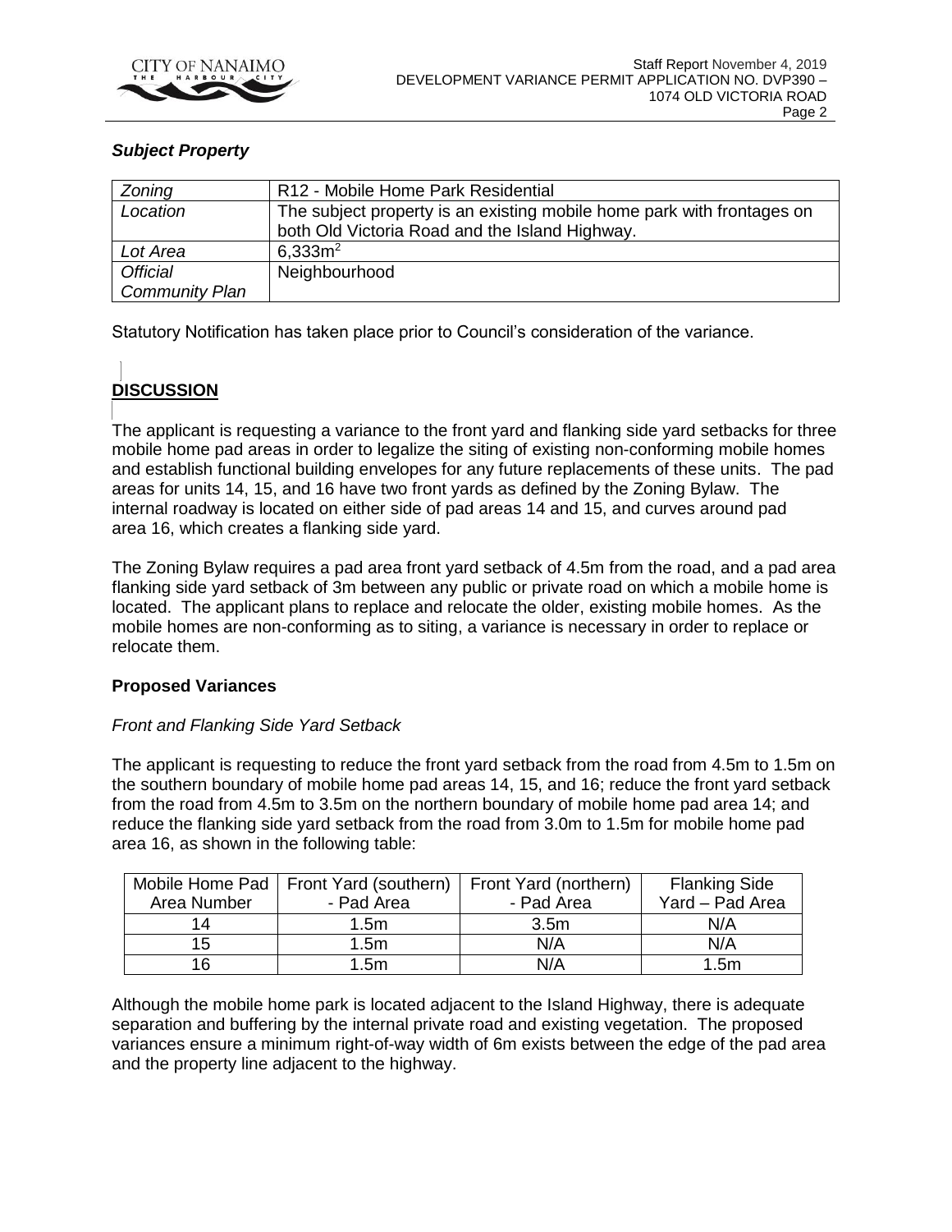### *Subject Property*

| *Zoning* | R12 - Mobile Home Park Residential |
| --- | --- |
| *Location* | The subject property is an existing mobile home park with frontages on both Old Victoria Road and the Island Highway. |
| *Lot Area* | 6,333m$^2$ |
| *Official Community Plan* | Neighbourhood |

Statutory Notification has taken place prior to Council's consideration of the variance.

## DISCUSSION

The applicant is requesting a variance to the front yard and flanking side yard setbacks for three mobile home pad areas in order to legalize the siting of existing non-conforming mobile homes and establish functional building envelopes for any future replacements of these units. The pad areas for units 14, 15, and 16 have two front yards as defined by the Zoning Bylaw. The internal roadway is located on either side of pad areas 14 and 15, and curves around pad area 16, which creates a flanking side yard.

The Zoning Bylaw requires a pad area front yard setback of 4.5m from the road, and a pad area flanking side yard setback of 3m between any public or private road on which a mobile home is located. The applicant plans to replace and relocate the older, existing mobile homes. As the mobile homes are non-conforming as to siting, a variance is necessary in order to replace or relocate them.

### Proposed Variances

*Front and Flanking Side Yard Setback*

The applicant is requesting to reduce the front yard setback from the road from 4.5m to 1.5m on the southern boundary of mobile home pad areas 14, 15, and 16; reduce the front yard setback from the road from 4.5m to 3.5m on the northern boundary of mobile home pad area 14; and reduce the flanking side yard setback from the road from 3.0m to 1.5m for mobile home pad area 16, as shown in the following table:

| Mobile Home Pad Area Number | Front Yard (southern) - Pad Area | Front Yard (northern) - Pad Area | Flanking Side Yard – Pad Area |
| --- | --- | --- | --- |
| 14 | 1.5m | 3.5m | N/A |
| 15 | 1.5m | N/A | N/A |
| 16 | 1.5m | N/A | 1.5m |

Although the mobile home park is located adjacent to the Island Highway, there is adequate separation and buffering by the internal private road and existing vegetation. The proposed variances ensure a minimum right-of-way width of 6m exists between the edge of the pad area and the property line adjacent to the highway.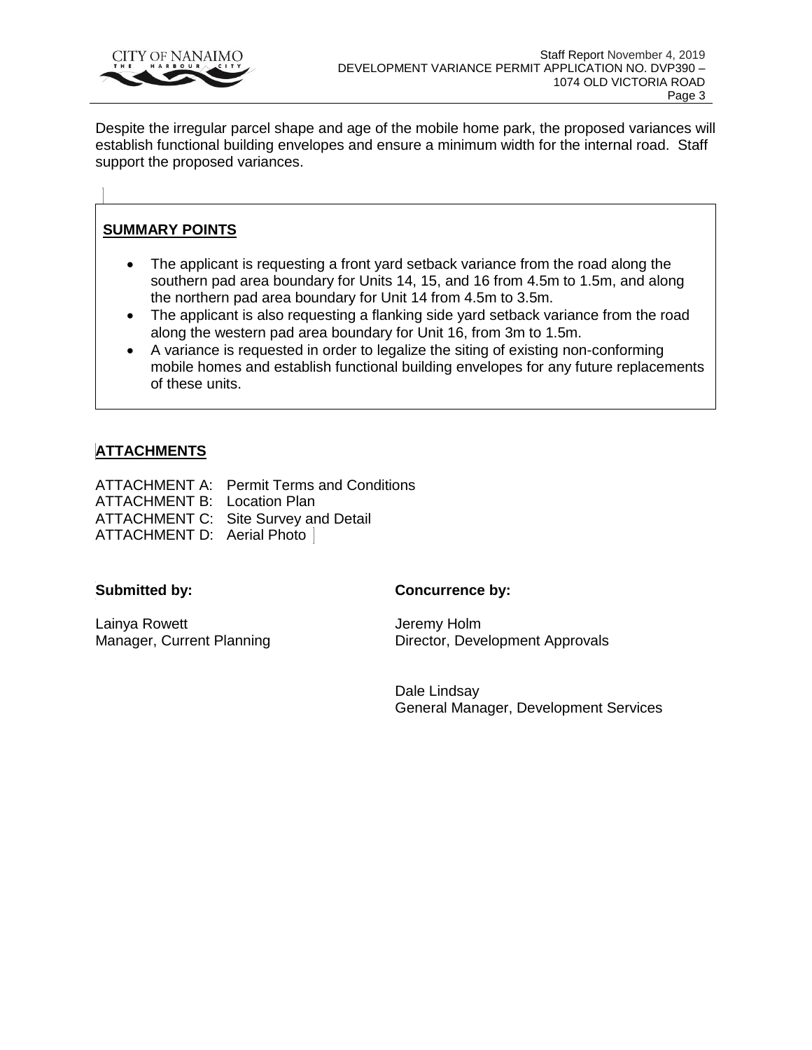Despite the irregular parcel shape and age of the mobile home park, the proposed variances will establish functional building envelopes and ensure a minimum width for the internal road. Staff support the proposed variances.

## SUMMARY POINTS

- The applicant is requesting a front yard setback variance from the road along the southern pad area boundary for Units 14, 15, and 16 from 4.5m to 1.5m, and along the northern pad area boundary for Unit 14 from 4.5m to 3.5m.
- The applicant is also requesting a flanking side yard setback variance from the road along the western pad area boundary for Unit 16, from 3m to 1.5m.
- A variance is requested in order to legalize the siting of existing non-conforming mobile homes and establish functional building envelopes for any future replacements of these units.

## ATTACHMENTS

ATTACHMENT A: Permit Terms and Conditions
ATTACHMENT B: Location Plan
ATTACHMENT C: Site Survey and Detail
ATTACHMENT D: Aerial Photo

**Submitted by:**

Lainya Rowett
Manager, Current Planning

**Concurrence by:**

Jeremy Holm
Director, Development Approvals

Dale Lindsay
General Manager, Development Services